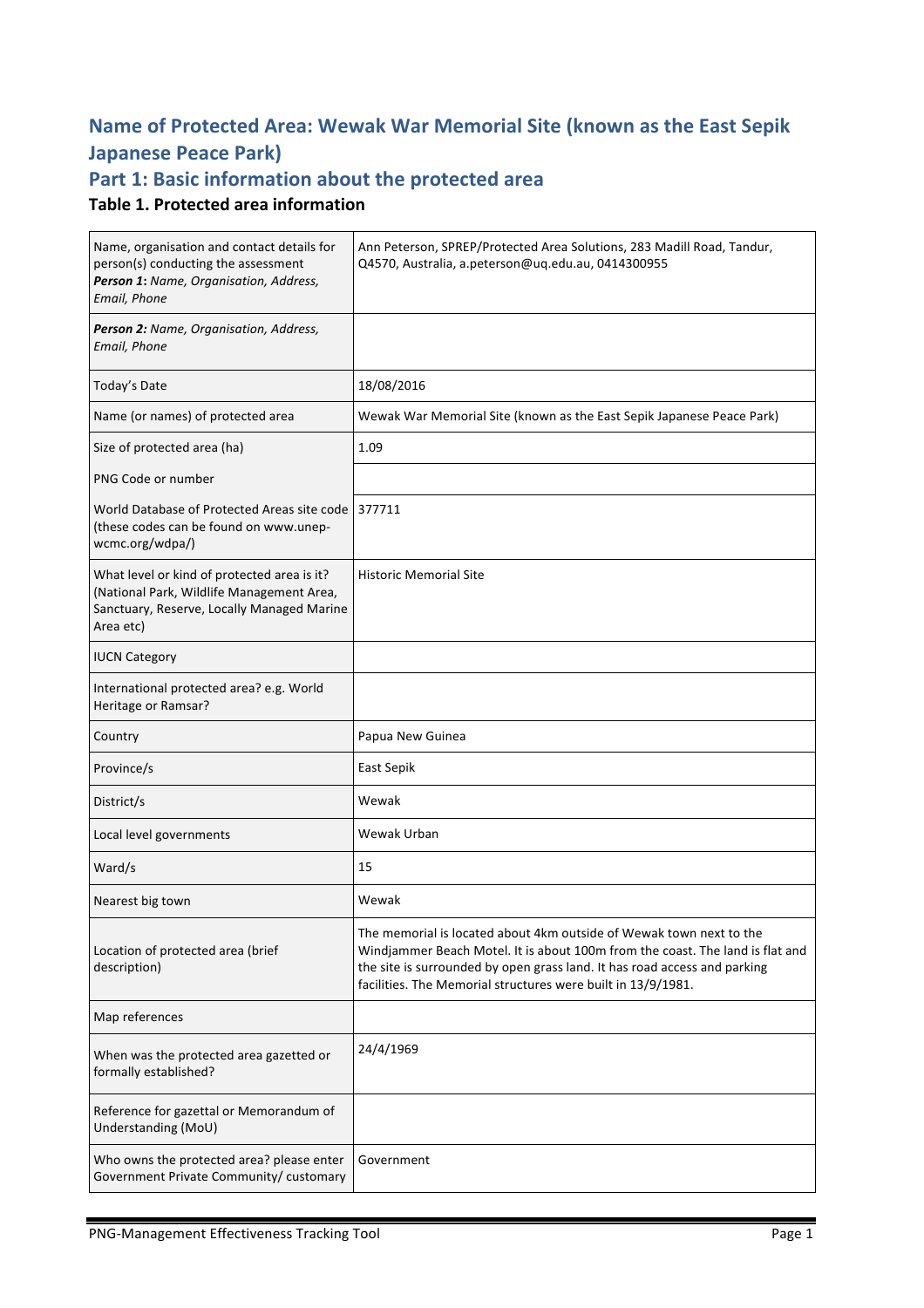# Name of Protected Area: Wewak War Memorial Site (known as the East Sepik Japanese Peace Park)

## Part 1: Basic information about the protected area

### Table 1. Protected area information

| | |
|---|---|
| Name, organisation and contact details for person(s) conducting the assessment<br>***Person 1:*** *Name, Organisation, Address, Email, Phone* | Ann Peterson, SPREP/Protected Area Solutions, 283 Madill Road, Tandur, Q4570, Australia, a.peterson@uq.edu.au, 0414300955 |
| ***Person 2:*** *Name, Organisation, Address, Email, Phone* | |
| Today's Date | 18/08/2016 |
| Name (or names) of protected area | Wewak War Memorial Site (known as the East Sepik Japanese Peace Park) |
| Size of protected area (ha) | 1.09 |
| PNG Code or number | |
| World Database of Protected Areas site code (these codes can be found on www.unep-wcmc.org/wdpa/) | 377711 |
| What level or kind of protected area is it? (National Park, Wildlife Management Area, Sanctuary, Reserve, Locally Managed Marine Area etc) | Historic Memorial Site |
| IUCN Category | |
| International protected area? e.g. World Heritage or Ramsar? | |
| Country | Papua New Guinea |
| Province/s | East Sepik |
| District/s | Wewak |
| Local level governments | Wewak Urban |
| Ward/s | 15 |
| Nearest big town | Wewak |
| Location of protected area (brief description) | The memorial is located about 4km outside of Wewak town next to the Windjammer Beach Motel. It is about 100m from the coast. The land is flat and the site is surrounded by open grass land. It has road access and parking facilities. The Memorial structures were built in 13/9/1981. |
| Map references | |
| When was the protected area gazetted or formally established? | 24/4/1969 |
| Reference for gazettal or Memorandum of Understanding (MoU) | |
| Who owns the protected area? please enter Government Private Community/ customary | Government |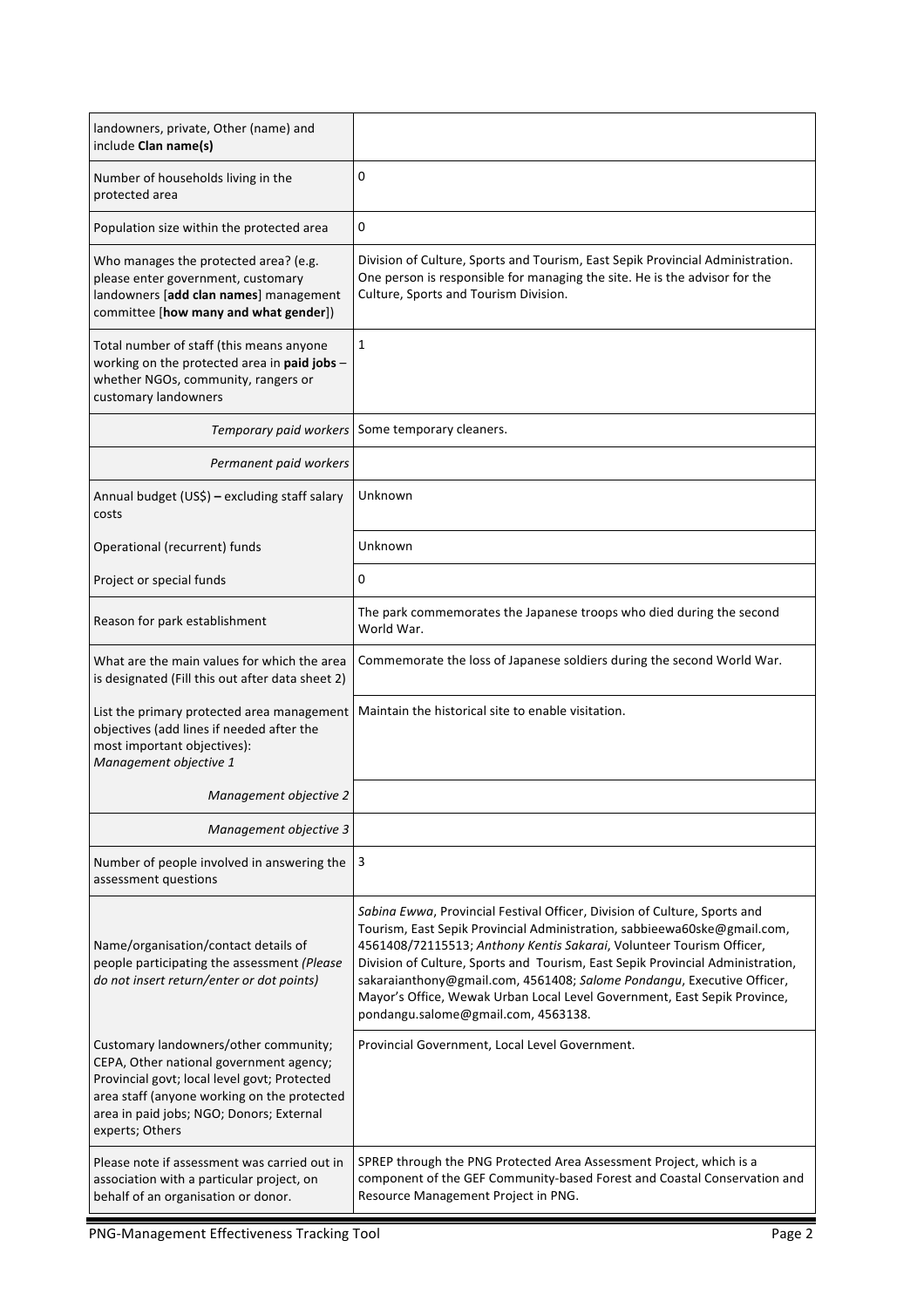| | |
|---|---|
| landowners, private, Other (name) and include **Clan name(s)** | |
| Number of households living in the protected area | 0 |
| Population size within the protected area | 0 |
| Who manages the protected area? (e.g. please enter government, customary landowners [**add clan names**] management committee [**how many and what gender**]) | Division of Culture, Sports and Tourism, East Sepik Provincial Administration. One person is responsible for managing the site. He is the advisor for the Culture, Sports and Tourism Division. |
| Total number of staff (this means anyone working on the protected area in **paid jobs** – whether NGOs, community, rangers or customary landowners | 1 |
| *Temporary paid workers* | Some temporary cleaners. |
| *Permanent paid workers* | |
| Annual budget (US$) **–** excluding staff salary costs | Unknown |
| Operational (recurrent) funds | Unknown |
| Project or special funds | 0 |
| Reason for park establishment | The park commemorates the Japanese troops who died during the second World War. |
| What are the main values for which the area is designated (Fill this out after data sheet 2) | Commemorate the loss of Japanese soldiers during the second World War. |
| List the primary protected area management objectives (add lines if needed after the most important objectives): *Management objective 1* | Maintain the historical site to enable visitation. |
| *Management objective 2* | |
| *Management objective 3* | |
| Number of people involved in answering the assessment questions | 3 |
| Name/organisation/contact details of people participating the assessment *(Please do not insert return/enter or dot points)* | *Sabina Ewwa*, Provincial Festival Officer, Division of Culture, Sports and Tourism, East Sepik Provincial Administration, sabbieewa60ske@gmail.com, 4561408/72115513; *Anthony Kentis Sakarai*, Volunteer Tourism Officer, Division of Culture, Sports and Tourism, East Sepik Provincial Administration, sakaraianthony@gmail.com, 4561408; *Salome Pondangu*, Executive Officer, Mayor's Office, Wewak Urban Local Level Government, East Sepik Province, pondangu.salome@gmail.com, 4563138. |
| Customary landowners/other community; CEPA, Other national government agency; Provincial govt; local level govt; Protected area staff (anyone working on the protected area in paid jobs; NGO; Donors; External experts; Others | Provincial Government, Local Level Government. |
| Please note if assessment was carried out in association with a particular project, on behalf of an organisation or donor. | SPREP through the PNG Protected Area Assessment Project, which is a component of the GEF Community-based Forest and Coastal Conservation and Resource Management Project in PNG. |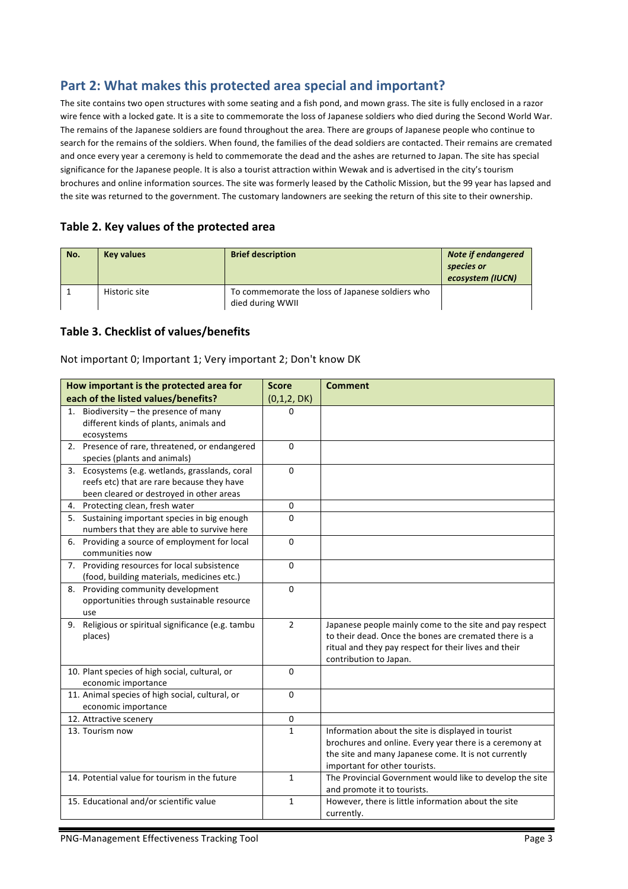## Part 2: What makes this protected area special and important?

The site contains two open structures with some seating and a fish pond, and mown grass. The site is fully enclosed in a razor wire fence with a locked gate. It is a site to commemorate the loss of Japanese soldiers who died during the Second World War. The remains of the Japanese soldiers are found throughout the area. There are groups of Japanese people who continue to search for the remains of the soldiers. When found, the families of the dead soldiers are contacted. Their remains are cremated and once every year a ceremony is held to commemorate the dead and the ashes are returned to Japan. The site has special significance for the Japanese people. It is also a tourist attraction within Wewak and is advertised in the city's tourism brochures and online information sources. The site was formerly leased by the Catholic Mission, but the 99 year has lapsed and the site was returned to the government. The customary landowners are seeking the return of this site to their ownership.

### Table 2. Key values of the protected area

| No. | Key values | Brief description | *Note if endangered species or ecosystem (IUCN)* |
|---|---|---|---|
| 1 | Historic site | To commemorate the loss of Japanese soldiers who died during WWII | |

### Table 3. Checklist of values/benefits

Not important 0; Important 1; Very important 2; Don't know DK

| How important is the protected area for each of the listed values/benefits? | Score (0,1,2, DK) | Comment |
|---|---|---|
| 1. Biodiversity – the presence of many different kinds of plants, animals and ecosystems | 0 | |
| 2. Presence of rare, threatened, or endangered species (plants and animals) | 0 | |
| 3. Ecosystems (e.g. wetlands, grasslands, coral reefs etc) that are rare because they have been cleared or destroyed in other areas | 0 | |
| 4. Protecting clean, fresh water | 0 | |
| 5. Sustaining important species in big enough numbers that they are able to survive here | 0 | |
| 6. Providing a source of employment for local communities now | 0 | |
| 7. Providing resources for local subsistence (food, building materials, medicines etc.) | 0 | |
| 8. Providing community development opportunities through sustainable resource use | 0 | |
| 9. Religious or spiritual significance (e.g. tambu places) | 2 | Japanese people mainly come to the site and pay respect to their dead. Once the bones are cremated there is a ritual and they pay respect for their lives and their contribution to Japan. |
| 10. Plant species of high social, cultural, or economic importance | 0 | |
| 11. Animal species of high social, cultural, or economic importance | 0 | |
| 12. Attractive scenery | 0 | |
| 13. Tourism now | 1 | Information about the site is displayed in tourist brochures and online. Every year there is a ceremony at the site and many Japanese come. It is not currently important for other tourists. |
| 14. Potential value for tourism in the future | 1 | The Provincial Government would like to develop the site and promote it to tourists. |
| 15. Educational and/or scientific value | 1 | However, there is little information about the site currently. |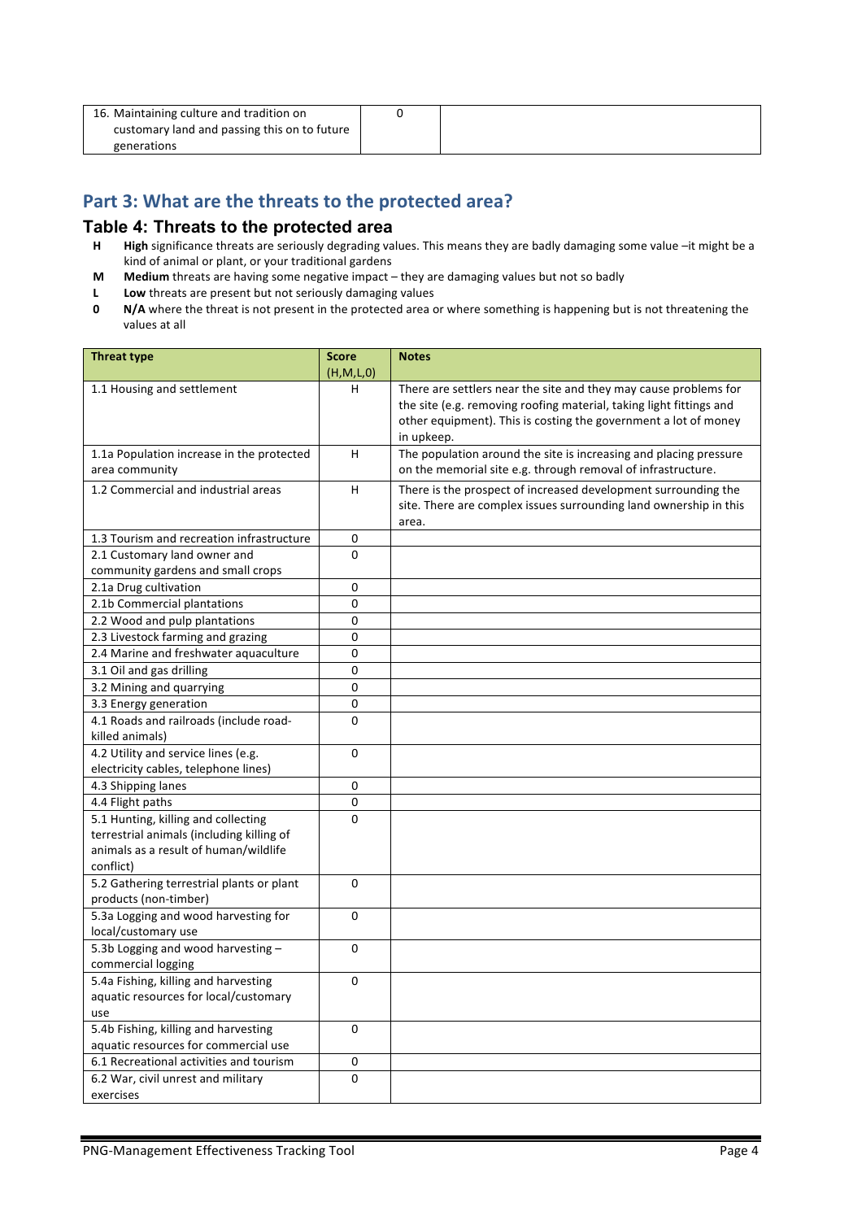| 16. Maintaining culture and tradition on customary land and passing this on to future generations | 0 | |
|---|---|---|

## Part 3: What are the threats to the protected area?

### Table 4: Threats to the protected area

**H** **High** significance threats are seriously degrading values. This means they are badly damaging some value –it might be a kind of animal or plant, or your traditional gardens

**M** **Medium** threats are having some negative impact – they are damaging values but not so badly

**L** **Low** threats are present but not seriously damaging values

**0** **N/A** where the threat is not present in the protected area or where something is happening but is not threatening the values at all

| Threat type | Score (H,M,L,0) | Notes |
|---|---|---|
| 1.1 Housing and settlement | H | There are settlers near the site and they may cause problems for the site (e.g. removing roofing material, taking light fittings and other equipment). This is costing the government a lot of money in upkeep. |
| 1.1a Population increase in the protected area community | H | The population around the site is increasing and placing pressure on the memorial site e.g. through removal of infrastructure. |
| 1.2 Commercial and industrial areas | H | There is the prospect of increased development surrounding the site. There are complex issues surrounding land ownership in this area. |
| 1.3 Tourism and recreation infrastructure | 0 | |
| 2.1 Customary land owner and community gardens and small crops | 0 | |
| 2.1a Drug cultivation | 0 | |
| 2.1b Commercial plantations | 0 | |
| 2.2 Wood and pulp plantations | 0 | |
| 2.3 Livestock farming and grazing | 0 | |
| 2.4 Marine and freshwater aquaculture | 0 | |
| 3.1 Oil and gas drilling | 0 | |
| 3.2 Mining and quarrying | 0 | |
| 3.3 Energy generation | 0 | |
| 4.1 Roads and railroads (include road-killed animals) | 0 | |
| 4.2 Utility and service lines (e.g. electricity cables, telephone lines) | 0 | |
| 4.3 Shipping lanes | 0 | |
| 4.4 Flight paths | 0 | |
| 5.1 Hunting, killing and collecting terrestrial animals (including killing of animals as a result of human/wildlife conflict) | 0 | |
| 5.2 Gathering terrestrial plants or plant products (non-timber) | 0 | |
| 5.3a Logging and wood harvesting for local/customary use | 0 | |
| 5.3b Logging and wood harvesting – commercial logging | 0 | |
| 5.4a Fishing, killing and harvesting aquatic resources for local/customary use | 0 | |
| 5.4b Fishing, killing and harvesting aquatic resources for commercial use | 0 | |
| 6.1 Recreational activities and tourism | 0 | |
| 6.2 War, civil unrest and military exercises | 0 | |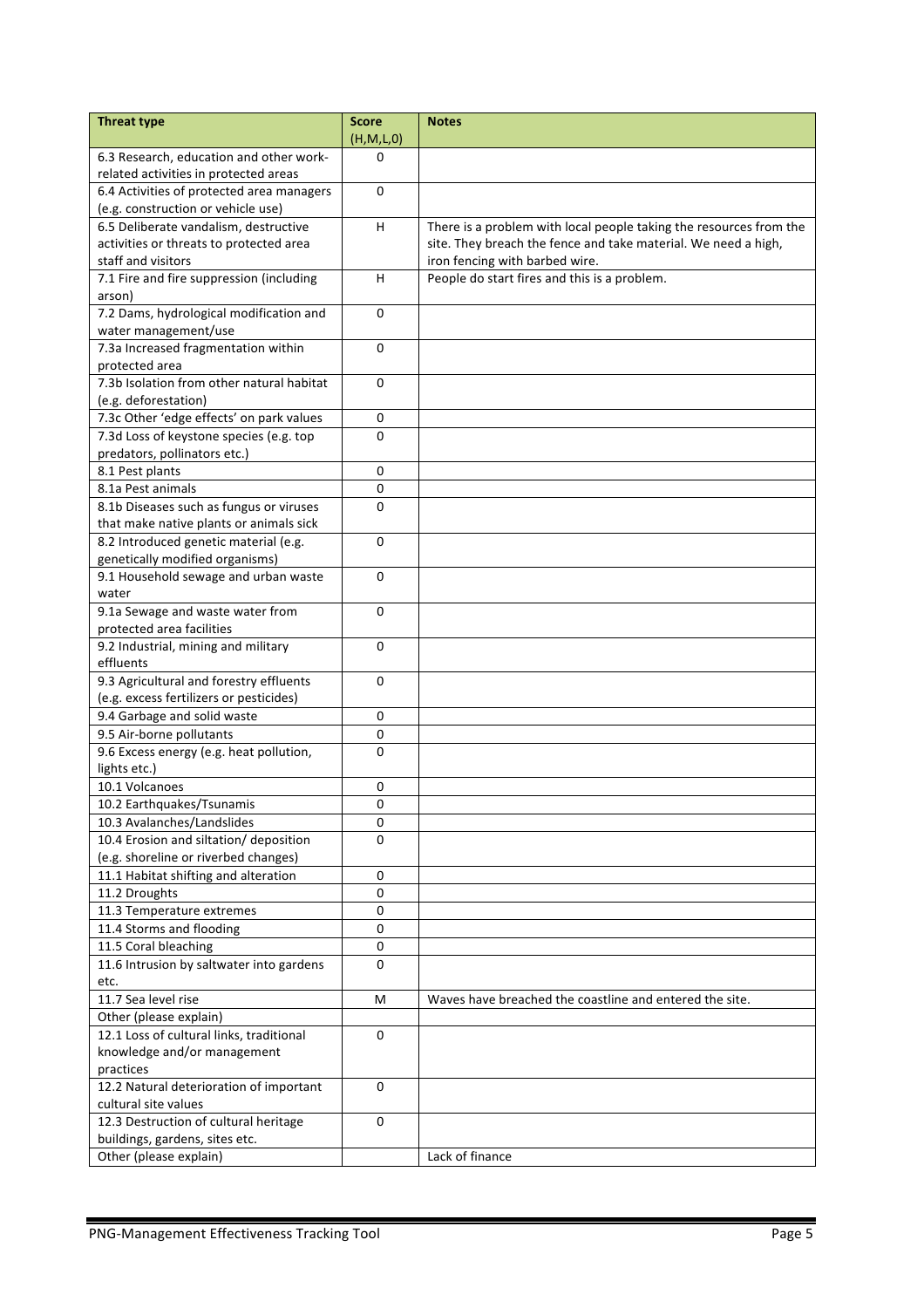| Threat type | Score (H,M,L,0) | Notes |
|---|---|---|
| 6.3 Research, education and other work-related activities in protected areas | 0 | |
| 6.4 Activities of protected area managers (e.g. construction or vehicle use) | 0 | |
| 6.5 Deliberate vandalism, destructive activities or threats to protected area staff and visitors | H | There is a problem with local people taking the resources from the site. They breach the fence and take material. We need a high, iron fencing with barbed wire. |
| 7.1 Fire and fire suppression (including arson) | H | People do start fires and this is a problem. |
| 7.2 Dams, hydrological modification and water management/use | 0 | |
| 7.3a Increased fragmentation within protected area | 0 | |
| 7.3b Isolation from other natural habitat (e.g. deforestation) | 0 | |
| 7.3c Other 'edge effects' on park values | 0 | |
| 7.3d Loss of keystone species (e.g. top predators, pollinators etc.) | 0 | |
| 8.1 Pest plants | 0 | |
| 8.1a Pest animals | 0 | |
| 8.1b Diseases such as fungus or viruses that make native plants or animals sick | 0 | |
| 8.2 Introduced genetic material (e.g. genetically modified organisms) | 0 | |
| 9.1 Household sewage and urban waste water | 0 | |
| 9.1a Sewage and waste water from protected area facilities | 0 | |
| 9.2 Industrial, mining and military effluents | 0 | |
| 9.3 Agricultural and forestry effluents (e.g. excess fertilizers or pesticides) | 0 | |
| 9.4 Garbage and solid waste | 0 | |
| 9.5 Air-borne pollutants | 0 | |
| 9.6 Excess energy (e.g. heat pollution, lights etc.) | 0 | |
| 10.1 Volcanoes | 0 | |
| 10.2 Earthquakes/Tsunamis | 0 | |
| 10.3 Avalanches/Landslides | 0 | |
| 10.4 Erosion and siltation/ deposition (e.g. shoreline or riverbed changes) | 0 | |
| 11.1 Habitat shifting and alteration | 0 | |
| 11.2 Droughts | 0 | |
| 11.3 Temperature extremes | 0 | |
| 11.4 Storms and flooding | 0 | |
| 11.5 Coral bleaching | 0 | |
| 11.6 Intrusion by saltwater into gardens etc. | 0 | |
| 11.7 Sea level rise | M | Waves have breached the coastline and entered the site. |
| Other (please explain) | | |
| 12.1 Loss of cultural links, traditional knowledge and/or management practices | 0 | |
| 12.2 Natural deterioration of important cultural site values | 0 | |
| 12.3 Destruction of cultural heritage buildings, gardens, sites etc. | 0 | |
| Other (please explain) | | Lack of finance |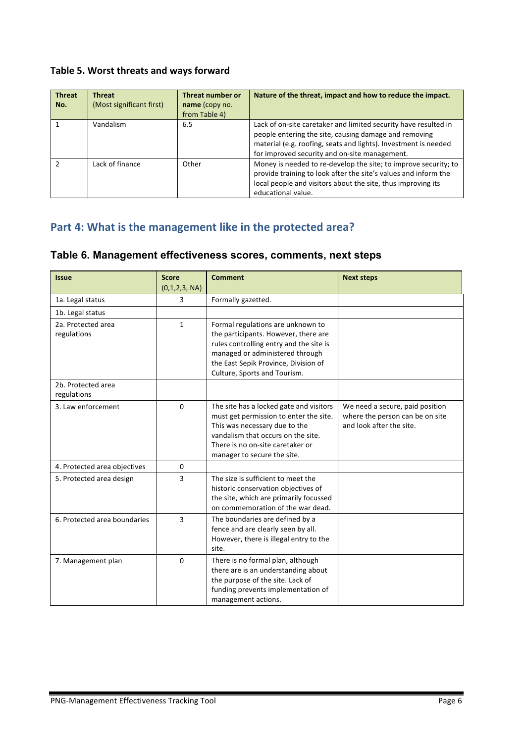### Table 5. Worst threats and ways forward

| Threat No. | Threat (Most significant first) | Threat number or name (copy no. from Table 4) | Nature of the threat, impact and how to reduce the impact. |
|---|---|---|---|
| 1 | Vandalism | 6.5 | Lack of on-site caretaker and limited security have resulted in people entering the site, causing damage and removing material (e.g. roofing, seats and lights). Investment is needed for improved security and on-site management. |
| 2 | Lack of finance | Other | Money is needed to re-develop the site; to improve security; to provide training to look after the site's values and inform the local people and visitors about the site, thus improving its educational value. |

## Part 4: What is the management like in the protected area?

### Table 6. Management effectiveness scores, comments, next steps

| Issue | Score (0,1,2,3, NA) | Comment | Next steps |
|---|---|---|---|
| 1a. Legal status | 3 | Formally gazetted. | |
| 1b. Legal status | | | |
| 2a. Protected area regulations | 1 | Formal regulations are unknown to the participants. However, there are rules controlling entry and the site is managed or administered through the East Sepik Province, Division of Culture, Sports and Tourism. | |
| 2b. Protected area regulations | | | |
| 3. Law enforcement | 0 | The site has a locked gate and visitors must get permission to enter the site. This was necessary due to the vandalism that occurs on the site. There is no on-site caretaker or manager to secure the site. | We need a secure, paid position where the person can be on site and look after the site. |
| 4. Protected area objectives | 0 | | |
| 5. Protected area design | 3 | The size is sufficient to meet the historic conservation objectives of the site, which are primarily focussed on commemoration of the war dead. | |
| 6. Protected area boundaries | 3 | The boundaries are defined by a fence and are clearly seen by all. However, there is illegal entry to the site. | |
| 7. Management plan | 0 | There is no formal plan, although there are is an understanding about the purpose of the site. Lack of funding prevents implementation of management actions. | |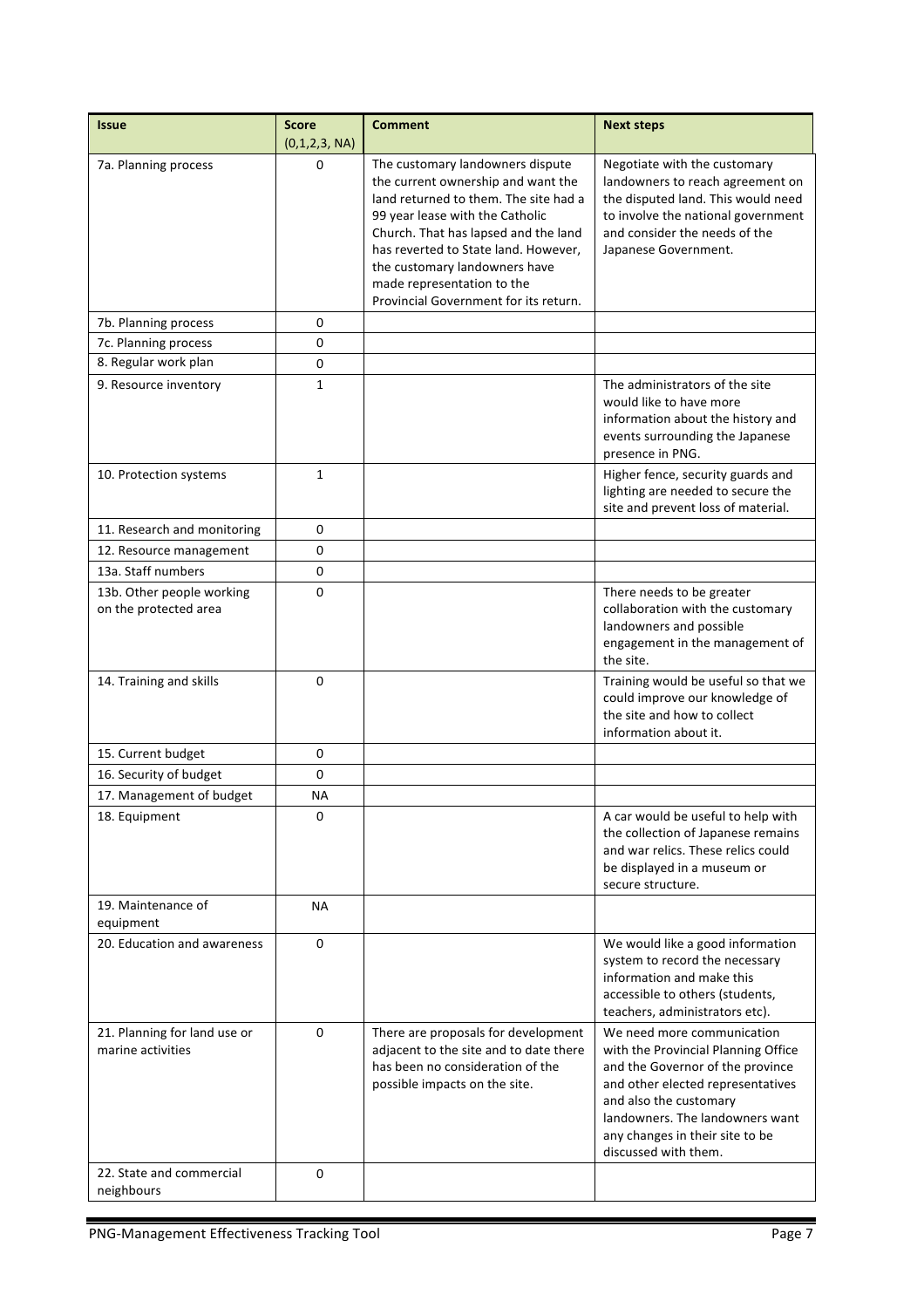| Issue | Score (0,1,2,3, NA) | Comment | Next steps |
|---|---|---|---|
| 7a. Planning process | 0 | The customary landowners dispute the current ownership and want the land returned to them. The site had a 99 year lease with the Catholic Church. That has lapsed and the land has reverted to State land. However, the customary landowners have made representation to the Provincial Government for its return. | Negotiate with the customary landowners to reach agreement on the disputed land. This would need to involve the national government and consider the needs of the Japanese Government. |
| 7b. Planning process | 0 | | |
| 7c. Planning process | 0 | | |
| 8. Regular work plan | 0 | | |
| 9. Resource inventory | 1 | | The administrators of the site would like to have more information about the history and events surrounding the Japanese presence in PNG. |
| 10. Protection systems | 1 | | Higher fence, security guards and lighting are needed to secure the site and prevent loss of material. |
| 11. Research and monitoring | 0 | | |
| 12. Resource management | 0 | | |
| 13a. Staff numbers | 0 | | |
| 13b. Other people working on the protected area | 0 | | There needs to be greater collaboration with the customary landowners and possible engagement in the management of the site. |
| 14. Training and skills | 0 | | Training would be useful so that we could improve our knowledge of the site and how to collect information about it. |
| 15. Current budget | 0 | | |
| 16. Security of budget | 0 | | |
| 17. Management of budget | NA | | |
| 18. Equipment | 0 | | A car would be useful to help with the collection of Japanese remains and war relics. These relics could be displayed in a museum or secure structure. |
| 19. Maintenance of equipment | NA | | |
| 20. Education and awareness | 0 | | We would like a good information system to record the necessary information and make this accessible to others (students, teachers, administrators etc). |
| 21. Planning for land use or marine activities | 0 | There are proposals for development adjacent to the site and to date there has been no consideration of the possible impacts on the site. | We need more communication with the Provincial Planning Office and the Governor of the province and other elected representatives and also the customary landowners. The landowners want any changes in their site to be discussed with them. |
| 22. State and commercial neighbours | 0 | | |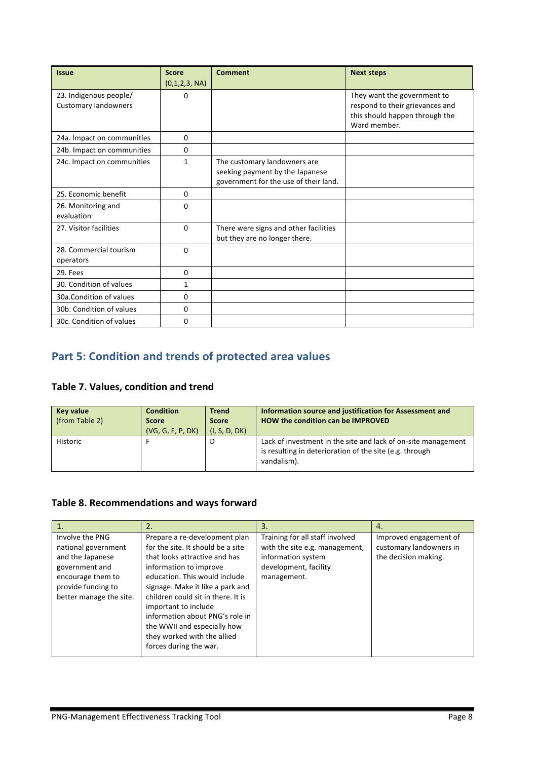| Issue | Score (0,1,2,3, NA) | Comment | Next steps |
|---|---|---|---|
| 23. Indigenous people/ Customary landowners | 0 | | They want the government to respond to their grievances and this should happen through the Ward member. |
| 24a. Impact on communities | 0 | | |
| 24b. Impact on communities | 0 | | |
| 24c. Impact on communities | 1 | The customary landowners are seeking payment by the Japanese government for the use of their land. | |
| 25. Economic benefit | 0 | | |
| 26. Monitoring and evaluation | 0 | | |
| 27. Visitor facilities | 0 | There were signs and other facilities but they are no longer there. | |
| 28. Commercial tourism operators | 0 | | |
| 29. Fees | 0 | | |
| 30. Condition of values | 1 | | |
| 30a.Condition of values | 0 | | |
| 30b. Condition of values | 0 | | |
| 30c. Condition of values | 0 | | |

## Part 5: Condition and trends of protected area values

### Table 7. Values, condition and trend

| Key value (from Table 2) | Condition Score (VG, G, F, P, DK) | Trend Score (I, S, D, DK) | Information source and justification for Assessment and HOW the condition can be IMPROVED |
|---|---|---|---|
| Historic | F | D | Lack of investment in the site and lack of on-site management is resulting in deterioration of the site (e.g. through vandalism). |

### Table 8. Recommendations and ways forward

| 1. | 2. | 3. | 4. |
|---|---|---|---|
| Involve the PNG national government and the Japanese government and encourage them to provide funding to better manage the site. | Prepare a re-development plan for the site. It should be a site that looks attractive and has information to improve education. This would include signage. Make it like a park and children could sit in there. It is important to include information about PNG's role in the WWII and especially how they worked with the allied forces during the war. | Training for all staff involved with the site e.g. management, information system development, facility management. | Improved engagement of customary landowners in the decision making. |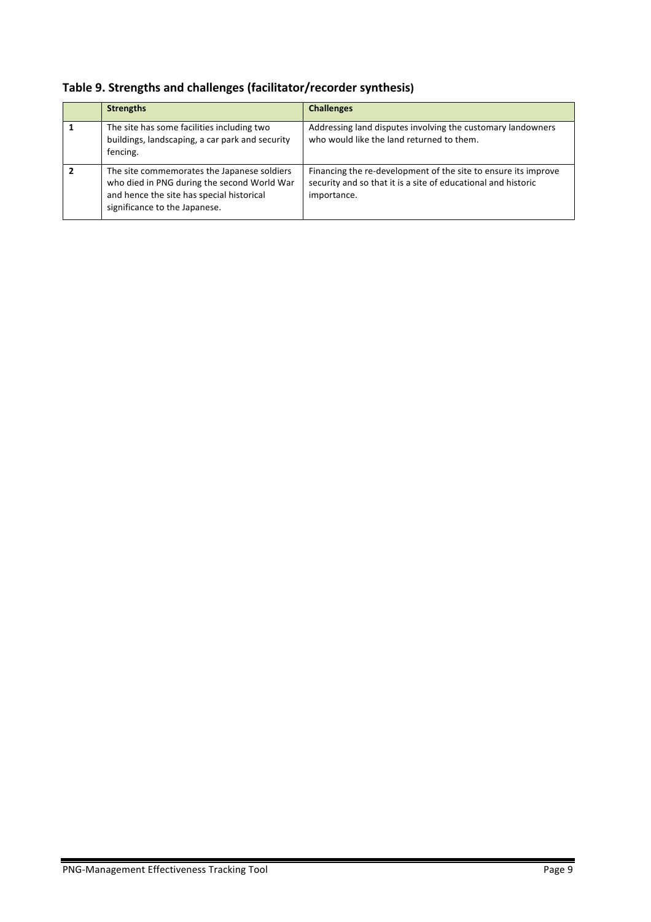## Table 9. Strengths and challenges (facilitator/recorder synthesis)

| | Strengths | Challenges |
|---|---|---|
| 1 | The site has some facilities including two buildings, landscaping, a car park and security fencing. | Addressing land disputes involving the customary landowners who would like the land returned to them. |
| 2 | The site commemorates the Japanese soldiers who died in PNG during the second World War and hence the site has special historical significance to the Japanese. | Financing the re-development of the site to ensure its improve security and so that it is a site of educational and historic importance. |